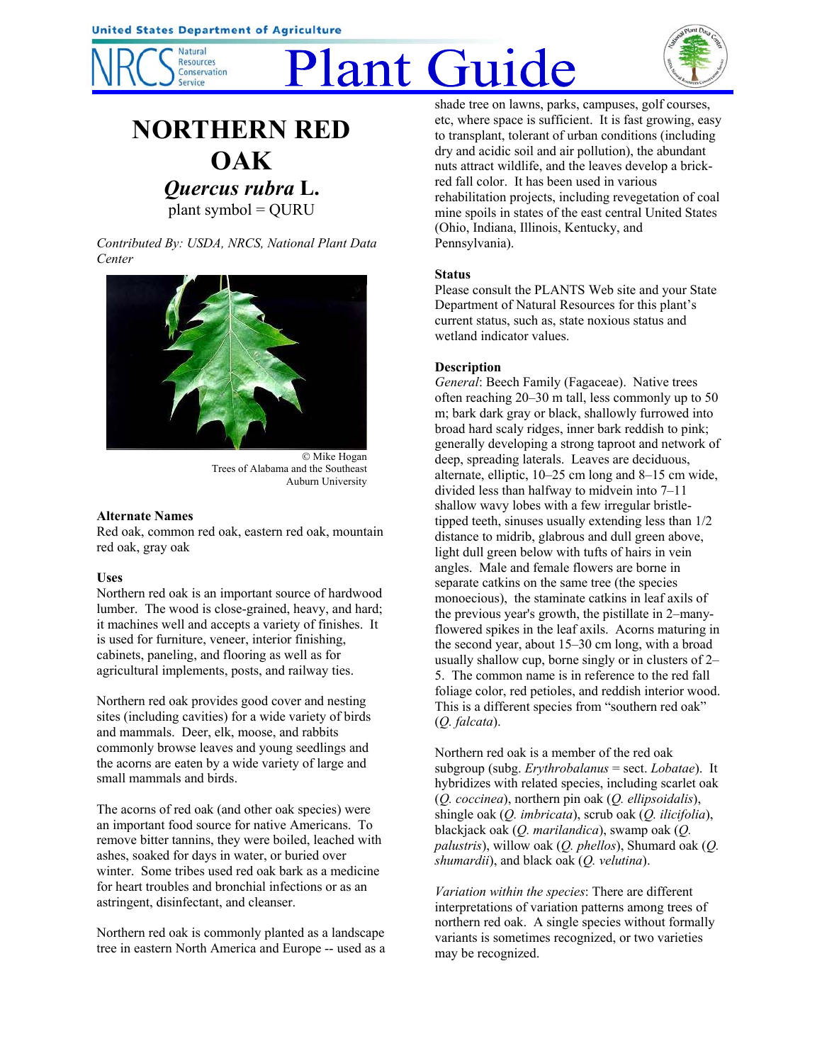# NORTHERN RED OAK

## *Quercus rubra* L.

plant symbol = QURU

*Contributed By: USDA, NRCS, National Plant Data Center*

© Mike Hogan
Trees of Alabama and the Southeast
Auburn University

### Alternate Names

Red oak, common red oak, eastern red oak, mountain red oak, gray oak

### Uses

Northern red oak is an important source of hardwood lumber. The wood is close-grained, heavy, and hard; it machines well and accepts a variety of finishes. It is used for furniture, veneer, interior finishing, cabinets, paneling, and flooring as well as for agricultural implements, posts, and railway ties.

Northern red oak provides good cover and nesting sites (including cavities) for a wide variety of birds and mammals. Deer, elk, moose, and rabbits commonly browse leaves and young seedlings and the acorns are eaten by a wide variety of large and small mammals and birds.

The acorns of red oak (and other oak species) were an important food source for native Americans. To remove bitter tannins, they were boiled, leached with ashes, soaked for days in water, or buried over winter. Some tribes used red oak bark as a medicine for heart troubles and bronchial infections or as an astringent, disinfectant, and cleanser.

Northern red oak is commonly planted as a landscape tree in eastern North America and Europe -- used as a shade tree on lawns, parks, campuses, golf courses, etc, where space is sufficient. It is fast growing, easy to transplant, tolerant of urban conditions (including dry and acidic soil and air pollution), the abundant nuts attract wildlife, and the leaves develop a brick-red fall color. It has been used in various rehabilitation projects, including revegetation of coal mine spoils in states of the east central United States (Ohio, Indiana, Illinois, Kentucky, and Pennsylvania).

### Status

Please consult the PLANTS Web site and your State Department of Natural Resources for this plant's current status, such as, state noxious status and wetland indicator values.

### Description

*General*: Beech Family (Fagaceae). Native trees often reaching 20–30 m tall, less commonly up to 50 m; bark dark gray or black, shallowly furrowed into broad hard scaly ridges, inner bark reddish to pink; generally developing a strong taproot and network of deep, spreading laterals. Leaves are deciduous, alternate, elliptic, 10–25 cm long and 8–15 cm wide, divided less than halfway to midvein into 7–11 shallow wavy lobes with a few irregular bristle-tipped teeth, sinuses usually extending less than 1/2 distance to midrib, glabrous and dull green above, light dull green below with tufts of hairs in vein angles. Male and female flowers are borne in separate catkins on the same tree (the species monoecious), the staminate catkins in leaf axils of the previous year's growth, the pistillate in 2–many-flowered spikes in the leaf axils. Acorns maturing in the second year, about 15–30 cm long, with a broad usually shallow cup, borne singly or in clusters of 2–5. The common name is in reference to the red fall foliage color, red petioles, and reddish interior wood. This is a different species from "southern red oak" (*Q. falcata*).

Northern red oak is a member of the red oak subgroup (subg. *Erythrobalanus* = sect. *Lobatae*). It hybridizes with related species, including scarlet oak (*Q. coccinea*), northern pin oak (*Q. ellipsoidalis*), shingle oak (*Q. imbricata*), scrub oak (*Q. ilicifolia*), blackjack oak (*Q. marilandica*), swamp oak (*Q. palustris*), willow oak (*Q. phellos*), Shumard oak (*Q. shumardii*), and black oak (*Q. velutina*).

*Variation within the species*: There are different interpretations of variation patterns among trees of northern red oak. A single species without formally variants is sometimes recognized, or two varieties may be recognized.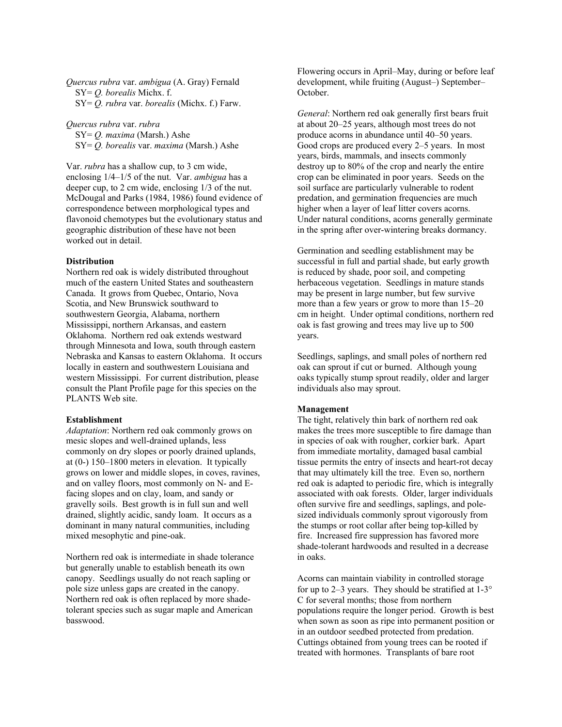*Quercus rubra* var. *ambigua* (A. Gray) Fernald
SY= *Q. borealis* Michx. f.
SY= *Q. rubra* var. *borealis* (Michx. f.) Farw.

*Quercus rubra* var. *rubra*
SY= *Q. maxima* (Marsh.) Ashe
SY= *Q. borealis* var. *maxima* (Marsh.) Ashe

Var. *rubra* has a shallow cup, to 3 cm wide, enclosing 1/4–1/5 of the nut. Var. *ambigua* has a deeper cup, to 2 cm wide, enclosing 1/3 of the nut. McDougal and Parks (1984, 1986) found evidence of correspondence between morphological types and flavonoid chemotypes but the evolutionary status and geographic distribution of these have not been worked out in detail.

**Distribution**

Northern red oak is widely distributed throughout much of the eastern United States and southeastern Canada. It grows from Quebec, Ontario, Nova Scotia, and New Brunswick southward to southwestern Georgia, Alabama, northern Mississippi, northern Arkansas, and eastern Oklahoma. Northern red oak extends westward through Minnesota and Iowa, south through eastern Nebraska and Kansas to eastern Oklahoma. It occurs locally in eastern and southwestern Louisiana and western Mississippi. For current distribution, please consult the Plant Profile page for this species on the PLANTS Web site.

**Establishment**

*Adaptation*: Northern red oak commonly grows on mesic slopes and well-drained uplands, less commonly on dry slopes or poorly drained uplands, at (0-) 150–1800 meters in elevation. It typically grows on lower and middle slopes, in coves, ravines, and on valley floors, most commonly on N- and E-facing slopes and on clay, loam, and sandy or gravelly soils. Best growth is in full sun and well drained, slightly acidic, sandy loam. It occurs as a dominant in many natural communities, including mixed mesophytic and pine-oak.

Northern red oak is intermediate in shade tolerance but generally unable to establish beneath its own canopy. Seedlings usually do not reach sapling or pole size unless gaps are created in the canopy. Northern red oak is often replaced by more shade-tolerant species such as sugar maple and American basswood.

Flowering occurs in April–May, during or before leaf development, while fruiting (August–) September–October.

*General*: Northern red oak generally first bears fruit at about 20–25 years, although most trees do not produce acorns in abundance until 40–50 years. Good crops are produced every 2–5 years. In most years, birds, mammals, and insects commonly destroy up to 80% of the crop and nearly the entire crop can be eliminated in poor years. Seeds on the soil surface are particularly vulnerable to rodent predation, and germination frequencies are much higher when a layer of leaf litter covers acorns. Under natural conditions, acorns generally germinate in the spring after over-wintering breaks dormancy.

Germination and seedling establishment may be successful in full and partial shade, but early growth is reduced by shade, poor soil, and competing herbaceous vegetation. Seedlings in mature stands may be present in large number, but few survive more than a few years or grow to more than 15–20 cm in height. Under optimal conditions, northern red oak is fast growing and trees may live up to 500 years.

Seedlings, saplings, and small poles of northern red oak can sprout if cut or burned. Although young oaks typically stump sprout readily, older and larger individuals also may sprout.

**Management**

The tight, relatively thin bark of northern red oak makes the trees more susceptible to fire damage than in species of oak with rougher, corkier bark. Apart from immediate mortality, damaged basal cambial tissue permits the entry of insects and heart-rot decay that may ultimately kill the tree. Even so, northern red oak is adapted to periodic fire, which is integrally associated with oak forests. Older, larger individuals often survive fire and seedlings, saplings, and pole-sized individuals commonly sprout vigorously from the stumps or root collar after being top-killed by fire. Increased fire suppression has favored more shade-tolerant hardwoods and resulted in a decrease in oaks.

Acorns can maintain viability in controlled storage for up to 2–3 years. They should be stratified at 1-3° C for several months; those from northern populations require the longer period. Growth is best when sown as soon as ripe into permanent position or in an outdoor seedbed protected from predation. Cuttings obtained from young trees can be rooted if treated with hormones. Transplants of bare root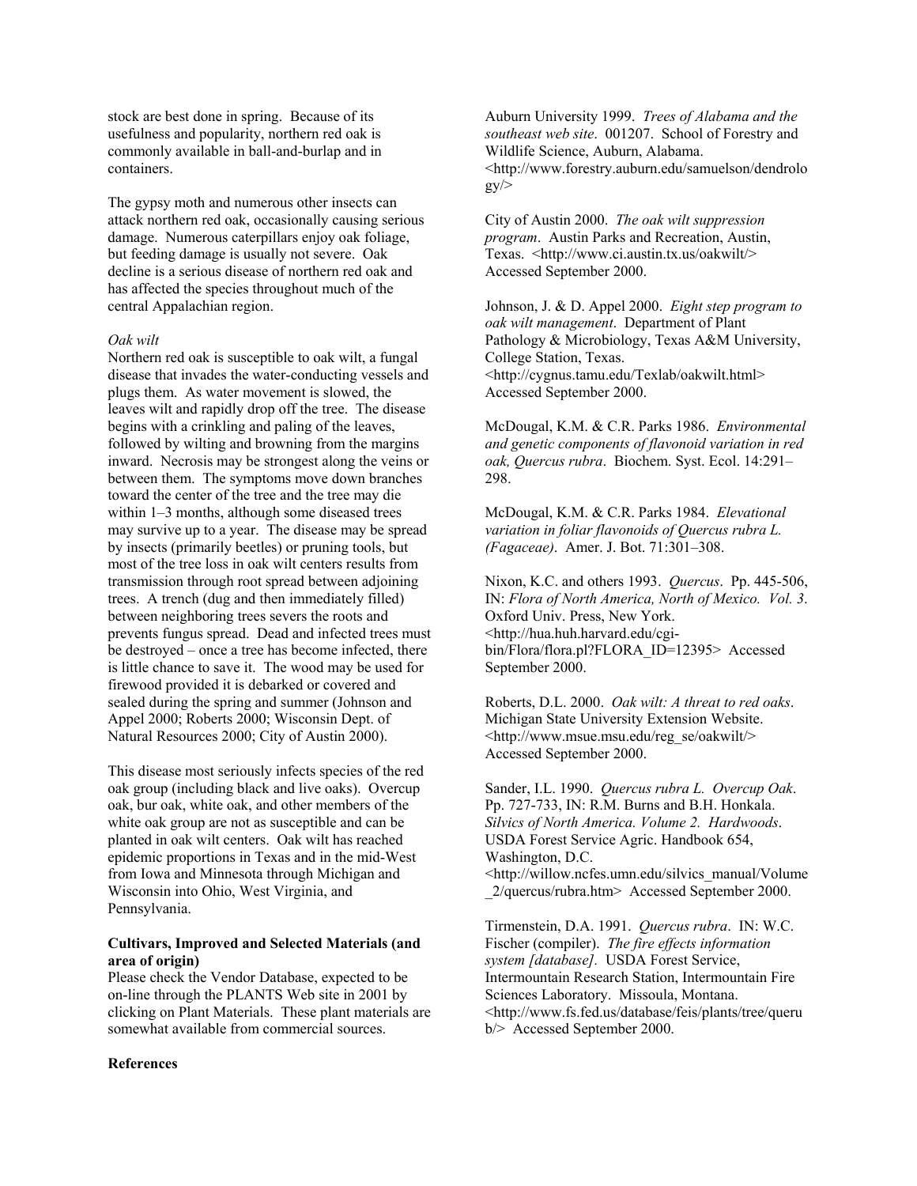stock are best done in spring. Because of its usefulness and popularity, northern red oak is commonly available in ball-and-burlap and in containers.

The gypsy moth and numerous other insects can attack northern red oak, occasionally causing serious damage. Numerous caterpillars enjoy oak foliage, but feeding damage is usually not severe. Oak decline is a serious disease of northern red oak and has affected the species throughout much of the central Appalachian region.

*Oak wilt*

Northern red oak is susceptible to oak wilt, a fungal disease that invades the water-conducting vessels and plugs them. As water movement is slowed, the leaves wilt and rapidly drop off the tree. The disease begins with a crinkling and paling of the leaves, followed by wilting and browning from the margins inward. Necrosis may be strongest along the veins or between them. The symptoms move down branches toward the center of the tree and the tree may die within 1–3 months, although some diseased trees may survive up to a year. The disease may be spread by insects (primarily beetles) or pruning tools, but most of the tree loss in oak wilt centers results from transmission through root spread between adjoining trees. A trench (dug and then immediately filled) between neighboring trees severs the roots and prevents fungus spread. Dead and infected trees must be destroyed – once a tree has become infected, there is little chance to save it. The wood may be used for firewood provided it is debarked or covered and sealed during the spring and summer (Johnson and Appel 2000; Roberts 2000; Wisconsin Dept. of Natural Resources 2000; City of Austin 2000).

This disease most seriously infects species of the red oak group (including black and live oaks). Overcup oak, bur oak, white oak, and other members of the white oak group are not as susceptible and can be planted in oak wilt centers. Oak wilt has reached epidemic proportions in Texas and in the mid-West from Iowa and Minnesota through Michigan and Wisconsin into Ohio, West Virginia, and Pennsylvania.

**Cultivars, Improved and Selected Materials (and area of origin)**

Please check the Vendor Database, expected to be on-line through the PLANTS Web site in 2001 by clicking on Plant Materials. These plant materials are somewhat available from commercial sources.

**References**

Auburn University 1999. *Trees of Alabama and the southeast web site*. 001207. School of Forestry and Wildlife Science, Auburn, Alabama. <http://www.forestry.auburn.edu/samuelson/dendrology/>

City of Austin 2000. *The oak wilt suppression program*. Austin Parks and Recreation, Austin, Texas. <http://www.ci.austin.tx.us/oakwilt/> Accessed September 2000.

Johnson, J. & D. Appel 2000. *Eight step program to oak wilt management*. Department of Plant Pathology & Microbiology, Texas A&M University, College Station, Texas. <http://cygnus.tamu.edu/Texlab/oakwilt.html> Accessed September 2000.

McDougal, K.M. & C.R. Parks 1986. *Environmental and genetic components of flavonoid variation in red oak, Quercus rubra*. Biochem. Syst. Ecol. 14:291–298.

McDougal, K.M. & C.R. Parks 1984. *Elevational variation in foliar flavonoids of Quercus rubra L. (Fagaceae)*. Amer. J. Bot. 71:301–308.

Nixon, K.C. and others 1993. *Quercus*. Pp. 445-506, IN: *Flora of North America, North of Mexico. Vol. 3*. Oxford Univ. Press, New York. <http://hua.huh.harvard.edu/cgi-bin/Flora/flora.pl?FLORA_ID=12395> Accessed September 2000.

Roberts, D.L. 2000. *Oak wilt: A threat to red oaks*. Michigan State University Extension Website. <http://www.msue.msu.edu/reg_se/oakwilt/> Accessed September 2000.

Sander, I.L. 1990. *Quercus rubra L. Overcup Oak*. Pp. 727-733, IN: R.M. Burns and B.H. Honkala. *Silvics of North America. Volume 2. Hardwoods*. USDA Forest Service Agric. Handbook 654, Washington, D.C. <http://willow.ncfes.umn.edu/silvics_manual/Volume_2/quercus/rubra.htm> Accessed September 2000.

Tirmenstein, D.A. 1991. *Quercus rubra*. IN: W.C. Fischer (compiler). *The fire effects information system [database]*. USDA Forest Service, Intermountain Research Station, Intermountain Fire Sciences Laboratory. Missoula, Montana. <http://www.fs.fed.us/database/feis/plants/tree/querub/> Accessed September 2000.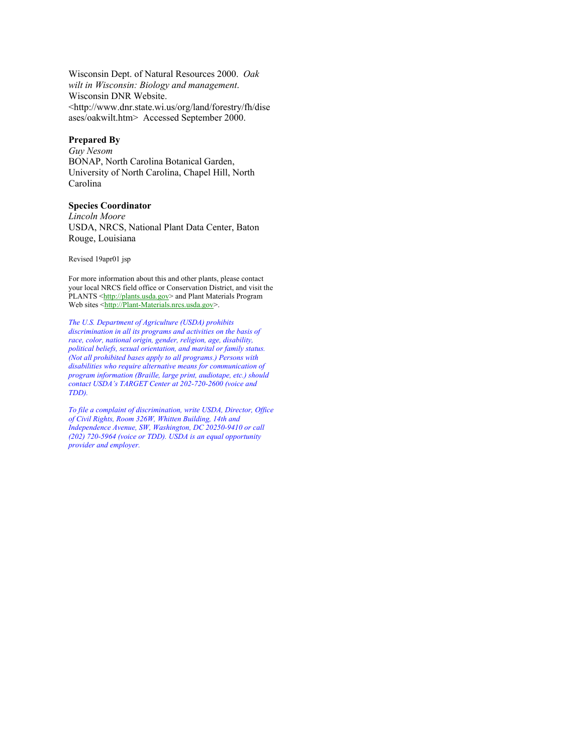Wisconsin Dept. of Natural Resources 2000. *Oak wilt in Wisconsin: Biology and management*. Wisconsin DNR Website. <http://www.dnr.state.wi.us/org/land/forestry/fh/diseases/oakwilt.htm> Accessed September 2000.

**Prepared By**

*Guy Nesom*
BONAP, North Carolina Botanical Garden, University of North Carolina, Chapel Hill, North Carolina

**Species Coordinator**

*Lincoln Moore*
USDA, NRCS, National Plant Data Center, Baton Rouge, Louisiana

Revised 19apr01 jsp

For more information about this and other plants, please contact your local NRCS field office or Conservation District, and visit the PLANTS <http://plants.usda.gov> and Plant Materials Program Web sites <http://Plant-Materials.nrcs.usda.gov>.

*The U.S. Department of Agriculture (USDA) prohibits discrimination in all its programs and activities on the basis of race, color, national origin, gender, religion, age, disability, political beliefs, sexual orientation, and marital or family status. (Not all prohibited bases apply to all programs.) Persons with disabilities who require alternative means for communication of program information (Braille, large print, audiotape, etc.) should contact USDA's TARGET Center at 202-720-2600 (voice and TDD).*

*To file a complaint of discrimination, write USDA, Director, Office of Civil Rights, Room 326W, Whitten Building, 14th and Independence Avenue, SW, Washington, DC 20250-9410 or call (202) 720-5964 (voice or TDD). USDA is an equal opportunity provider and employer.*